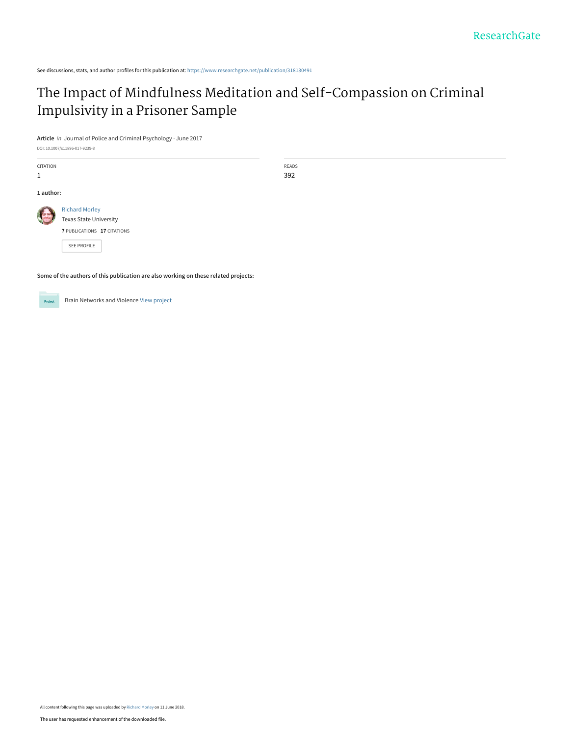See discussions, stats, and author profiles for this publication at: https://www.researchgate.net/publication/318130491

# The Impact of Mindfulness Meditation and Self-Compassion on Criminal Impulsivity in a Prisoner Sample

**Article** *in* Journal of Police and Criminal Psychology · June 2017

DOI: 10.1007/s11896-017-9239-8

| CITATION | READS |
|---|---|
| 1 | 392 |

**1 author:**

Richard Morley
Texas State University
**7** PUBLICATIONS **17** CITATIONS

SEE PROFILE

**Some of the authors of this publication are also working on these related projects:**

Project: Brain Networks and Violence View project

All content following this page was uploaded by Richard Morley on 11 June 2018.

The user has requested enhancement of the downloaded file.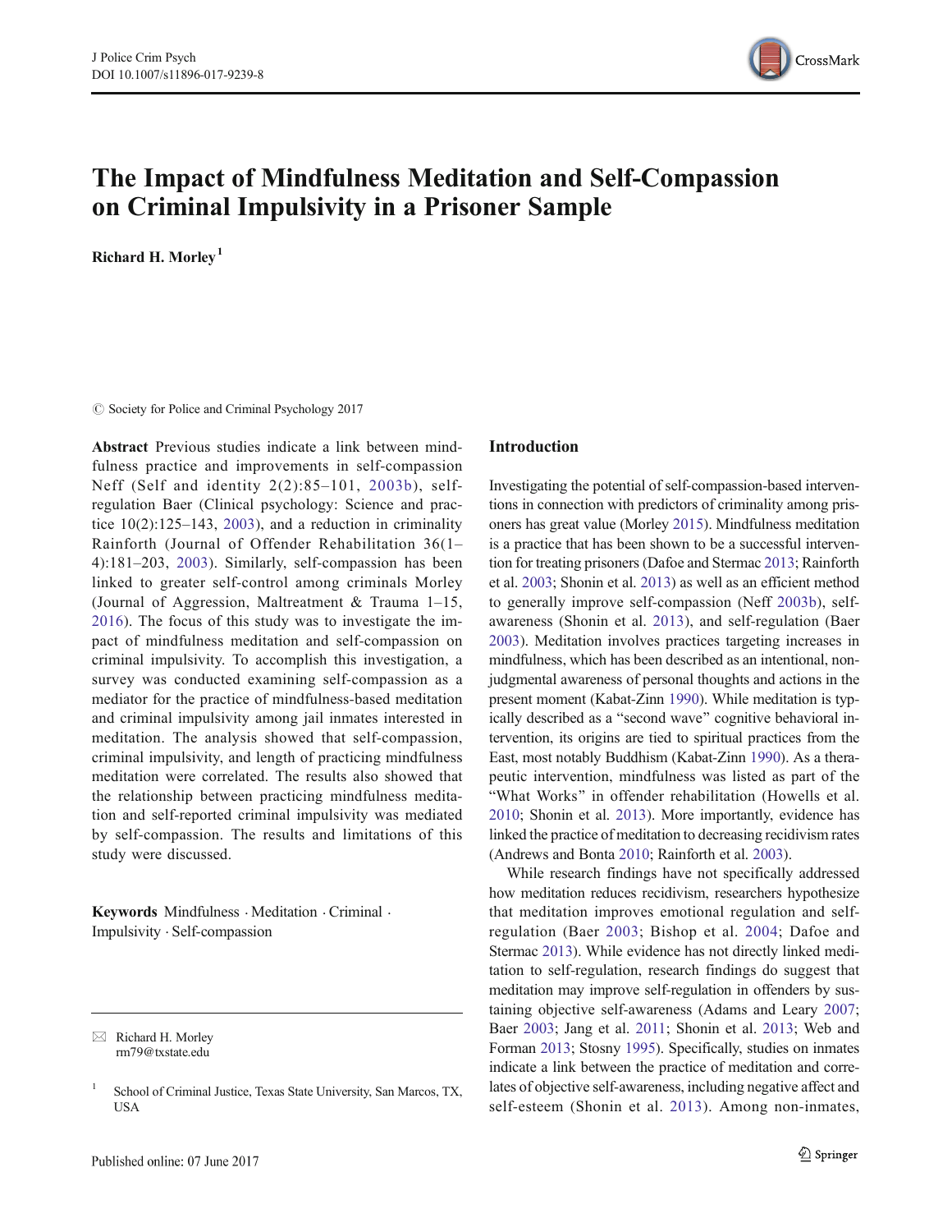# The Impact of Mindfulness Meditation and Self-Compassion on Criminal Impulsivity in a Prisoner Sample

**Richard H. Morley**[1]

© Society for Police and Criminal Psychology 2017

**Abstract** Previous studies indicate a link between mindfulness practice and improvements in self-compassion Neff (Self and identity 2(2):85–101, 2003b), self-regulation Baer (Clinical psychology: Science and practice 10(2):125–143, 2003), and a reduction in criminality Rainforth (Journal of Offender Rehabilitation 36(1–4):181–203, 2003). Similarly, self-compassion has been linked to greater self-control among criminals Morley (Journal of Aggression, Maltreatment & Trauma 1–15, 2016). The focus of this study was to investigate the impact of mindfulness meditation and self-compassion on criminal impulsivity. To accomplish this investigation, a survey was conducted examining self-compassion as a mediator for the practice of mindfulness-based meditation and criminal impulsivity among jail inmates interested in meditation. The analysis showed that self-compassion, criminal impulsivity, and length of practicing mindfulness meditation were correlated. The results also showed that the relationship between practicing mindfulness meditation and self-reported criminal impulsivity was mediated by self-compassion. The results and limitations of this study were discussed.

**Keywords** Mindfulness · Meditation · Criminal · Impulsivity · Self-compassion

---

✉ Richard H. Morley
rm79@txstate.edu

[1] School of Criminal Justice, Texas State University, San Marcos, TX, USA

## Introduction

Investigating the potential of self-compassion-based interventions in connection with predictors of criminality among prisoners has great value (Morley 2015). Mindfulness meditation is a practice that has been shown to be a successful intervention for treating prisoners (Dafoe and Stermac 2013; Rainforth et al. 2003; Shonin et al. 2013) as well as an efficient method to generally improve self-compassion (Neff 2003b), self-awareness (Shonin et al. 2013), and self-regulation (Baer 2003). Meditation involves practices targeting increases in mindfulness, which has been described as an intentional, non-judgmental awareness of personal thoughts and actions in the present moment (Kabat-Zinn 1990). While meditation is typically described as a "second wave" cognitive behavioral intervention, its origins are tied to spiritual practices from the East, most notably Buddhism (Kabat-Zinn 1990). As a therapeutic intervention, mindfulness was listed as part of the "What Works" in offender rehabilitation (Howells et al. 2010; Shonin et al. 2013). More importantly, evidence has linked the practice of meditation to decreasing recidivism rates (Andrews and Bonta 2010; Rainforth et al. 2003).

While research findings have not specifically addressed how meditation reduces recidivism, researchers hypothesize that meditation improves emotional regulation and self-regulation (Baer 2003; Bishop et al. 2004; Dafoe and Stermac 2013). While evidence has not directly linked meditation to self-regulation, research findings do suggest that meditation may improve self-regulation in offenders by sustaining objective self-awareness (Adams and Leary 2007; Baer 2003; Jang et al. 2011; Shonin et al. 2013; Web and Forman 2013; Stosny 1995). Specifically, studies on inmates indicate a link between the practice of meditation and correlates of objective self-awareness, including negative affect and self-esteem (Shonin et al. 2013). Among non-inmates,

Published online: 07 June 2017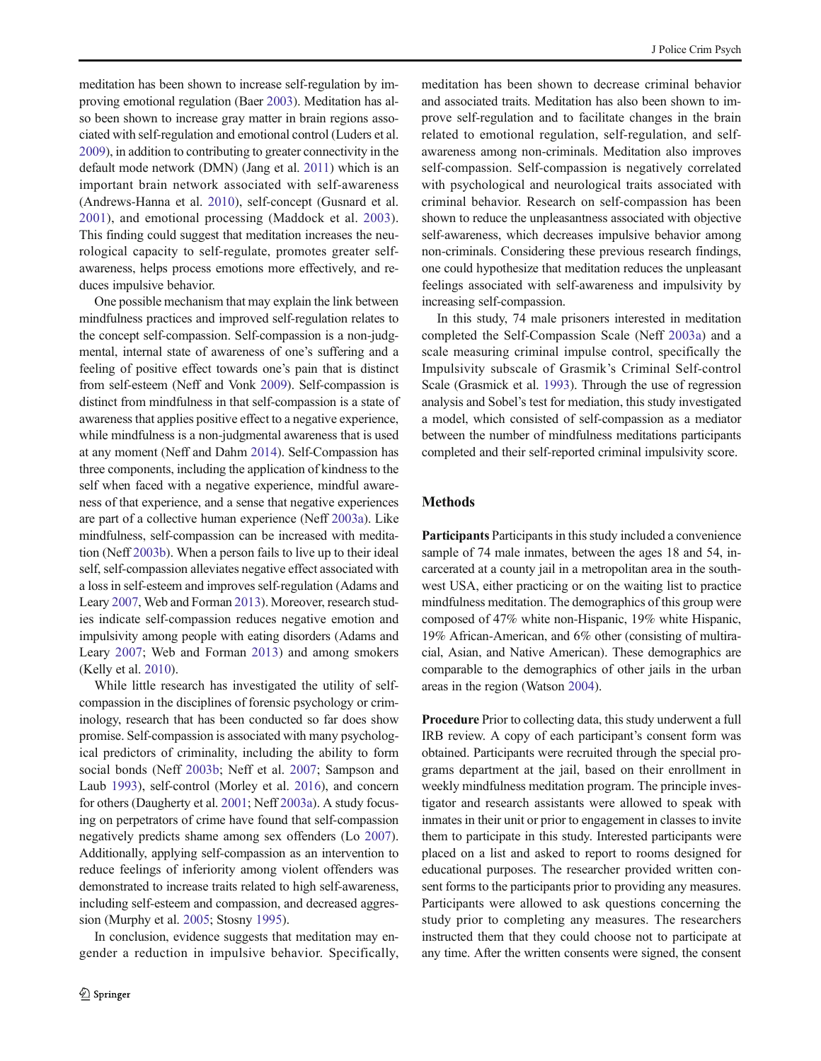meditation has been shown to increase self-regulation by improving emotional regulation (Baer 2003). Meditation has also been shown to increase gray matter in brain regions associated with self-regulation and emotional control (Luders et al. 2009), in addition to contributing to greater connectivity in the default mode network (DMN) (Jang et al. 2011) which is an important brain network associated with self-awareness (Andrews-Hanna et al. 2010), self-concept (Gusnard et al. 2001), and emotional processing (Maddock et al. 2003). This finding could suggest that meditation increases the neurological capacity to self-regulate, promotes greater self-awareness, helps process emotions more effectively, and reduces impulsive behavior.

One possible mechanism that may explain the link between mindfulness practices and improved self-regulation relates to the concept self-compassion. Self-compassion is a non-judgmental, internal state of awareness of one's suffering and a feeling of positive effect towards one's pain that is distinct from self-esteem (Neff and Vonk 2009). Self-compassion is distinct from mindfulness in that self-compassion is a state of awareness that applies positive effect to a negative experience, while mindfulness is a non-judgmental awareness that is used at any moment (Neff and Dahm 2014). Self-Compassion has three components, including the application of kindness to the self when faced with a negative experience, mindful awareness of that experience, and a sense that negative experiences are part of a collective human experience (Neff 2003a). Like mindfulness, self-compassion can be increased with meditation (Neff 2003b). When a person fails to live up to their ideal self, self-compassion alleviates negative effect associated with a loss in self-esteem and improves self-regulation (Adams and Leary 2007, Web and Forman 2013). Moreover, research studies indicate self-compassion reduces negative emotion and impulsivity among people with eating disorders (Adams and Leary 2007; Web and Forman 2013) and among smokers (Kelly et al. 2010).

While little research has investigated the utility of self-compassion in the disciplines of forensic psychology or criminology, research that has been conducted so far does show promise. Self-compassion is associated with many psychological predictors of criminality, including the ability to form social bonds (Neff 2003b; Neff et al. 2007; Sampson and Laub 1993), self-control (Morley et al. 2016), and concern for others (Daugherty et al. 2001; Neff 2003a). A study focusing on perpetrators of crime have found that self-compassion negatively predicts shame among sex offenders (Lo 2007). Additionally, applying self-compassion as an intervention to reduce feelings of inferiority among violent offenders was demonstrated to increase traits related to high self-awareness, including self-esteem and compassion, and decreased aggression (Murphy et al. 2005; Stosny 1995).

In conclusion, evidence suggests that meditation may engender a reduction in impulsive behavior. Specifically, meditation has been shown to decrease criminal behavior and associated traits. Meditation has also been shown to improve self-regulation and to facilitate changes in the brain related to emotional regulation, self-regulation, and self-awareness among non-criminals. Meditation also improves self-compassion. Self-compassion is negatively correlated with psychological and neurological traits associated with criminal behavior. Research on self-compassion has been shown to reduce the unpleasantness associated with objective self-awareness, which decreases impulsive behavior among non-criminals. Considering these previous research findings, one could hypothesize that meditation reduces the unpleasant feelings associated with self-awareness and impulsivity by increasing self-compassion.

In this study, 74 male prisoners interested in meditation completed the Self-Compassion Scale (Neff 2003a) and a scale measuring criminal impulse control, specifically the Impulsivity subscale of Grasmik's Criminal Self-control Scale (Grasmick et al. 1993). Through the use of regression analysis and Sobel's test for mediation, this study investigated a model, which consisted of self-compassion as a mediator between the number of mindfulness meditations participants completed and their self-reported criminal impulsivity score.

## Methods

**Participants** Participants in this study included a convenience sample of 74 male inmates, between the ages 18 and 54, incarcerated at a county jail in a metropolitan area in the southwest USA, either practicing or on the waiting list to practice mindfulness meditation. The demographics of this group were composed of 47% white non-Hispanic, 19% white Hispanic, 19% African-American, and 6% other (consisting of multiracial, Asian, and Native American). These demographics are comparable to the demographics of other jails in the urban areas in the region (Watson 2004).

**Procedure** Prior to collecting data, this study underwent a full IRB review. A copy of each participant's consent form was obtained. Participants were recruited through the special programs department at the jail, based on their enrollment in weekly mindfulness meditation program. The principle investigator and research assistants were allowed to speak with inmates in their unit or prior to engagement in classes to invite them to participate in this study. Interested participants were placed on a list and asked to report to rooms designed for educational purposes. The researcher provided written consent forms to the participants prior to providing any measures. Participants were allowed to ask questions concerning the study prior to completing any measures. The researchers instructed them that they could choose not to participate at any time. After the written consents were signed, the consent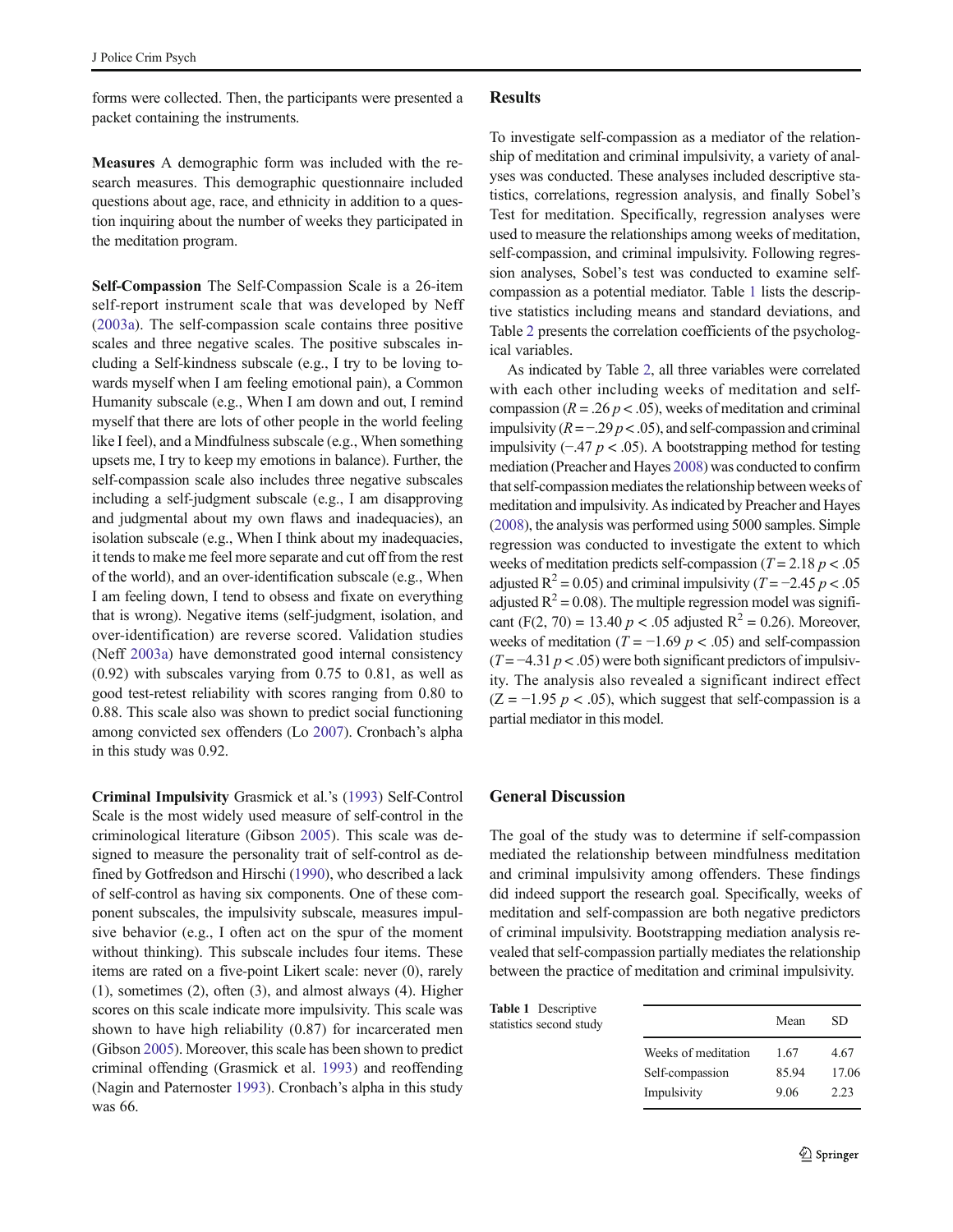forms were collected. Then, the participants were presented a packet containing the instruments.

**Measures** A demographic form was included with the research measures. This demographic questionnaire included questions about age, race, and ethnicity in addition to a question inquiring about the number of weeks they participated in the meditation program.

**Self-Compassion** The Self-Compassion Scale is a 26-item self-report instrument scale that was developed by Neff (2003a). The self-compassion scale contains three positive scales and three negative scales. The positive subscales including a Self-kindness subscale (e.g., I try to be loving towards myself when I am feeling emotional pain), a Common Humanity subscale (e.g., When I am down and out, I remind myself that there are lots of other people in the world feeling like I feel), and a Mindfulness subscale (e.g., When something upsets me, I try to keep my emotions in balance). Further, the self-compassion scale also includes three negative subscales including a self-judgment subscale (e.g., I am disapproving and judgmental about my own flaws and inadequacies), an isolation subscale (e.g., When I think about my inadequacies, it tends to make me feel more separate and cut off from the rest of the world), and an over-identification subscale (e.g., When I am feeling down, I tend to obsess and fixate on everything that is wrong). Negative items (self-judgment, isolation, and over-identification) are reverse scored. Validation studies (Neff 2003a) have demonstrated good internal consistency (0.92) with subscales varying from 0.75 to 0.81, as well as good test-retest reliability with scores ranging from 0.80 to 0.88. This scale also was shown to predict social functioning among convicted sex offenders (Lo 2007). Cronbach's alpha in this study was 0.92.

**Criminal Impulsivity** Grasmick et al.'s (1993) Self-Control Scale is the most widely used measure of self-control in the criminological literature (Gibson 2005). This scale was designed to measure the personality trait of self-control as defined by Gotfredson and Hirschi (1990), who described a lack of self-control as having six components. One of these component subscales, the impulsivity subscale, measures impulsive behavior (e.g., I often act on the spur of the moment without thinking). This subscale includes four items. These items are rated on a five-point Likert scale: never (0), rarely (1), sometimes (2), often (3), and almost always (4). Higher scores on this scale indicate more impulsivity. This scale was shown to have high reliability (0.87) for incarcerated men (Gibson 2005). Moreover, this scale has been shown to predict criminal offending (Grasmick et al. 1993) and reoffending (Nagin and Paternoster 1993). Cronbach's alpha in this study was 66.

## Results

To investigate self-compassion as a mediator of the relationship of meditation and criminal impulsivity, a variety of analyses was conducted. These analyses included descriptive statistics, correlations, regression analysis, and finally Sobel's Test for meditation. Specifically, regression analyses were used to measure the relationships among weeks of meditation, self-compassion, and criminal impulsivity. Following regression analyses, Sobel's test was conducted to examine self-compassion as a potential mediator. Table 1 lists the descriptive statistics including means and standard deviations, and Table 2 presents the correlation coefficients of the psychological variables.

As indicated by Table 2, all three variables were correlated with each other including weeks of meditation and self-compassion ($R = .26$ $p < .05$), weeks of meditation and criminal impulsivity ($R = -.29$ $p < .05$), and self-compassion and criminal impulsivity ($-.47$ $p < .05$). A bootstrapping method for testing mediation (Preacher and Hayes 2008) was conducted to confirm that self-compassion mediates the relationship between weeks of meditation and impulsivity. As indicated by Preacher and Hayes (2008), the analysis was performed using 5000 samples. Simple regression was conducted to investigate the extent to which weeks of meditation predicts self-compassion ($T = 2.18$ $p < .05$ adjusted $R^2 = 0.05$) and criminal impulsivity ($T = -2.45$ $p < .05$ adjusted $R^2 = 0.08$). The multiple regression model was significant ($F(2, 70) = 13.40$ $p < .05$ adjusted $R^2 = 0.26$). Moreover, weeks of meditation ($T = -1.69$ $p < .05$) and self-compassion ($T = -4.31$ $p < .05$) were both significant predictors of impulsivity. The analysis also revealed a significant indirect effect ($Z = -1.95$ $p < .05$), which suggest that self-compassion is a partial mediator in this model.

## General Discussion

The goal of the study was to determine if self-compassion mediated the relationship between mindfulness meditation and criminal impulsivity among offenders. These findings did indeed support the research goal. Specifically, weeks of meditation and self-compassion are both negative predictors of criminal impulsivity. Bootstrapping mediation analysis revealed that self-compassion partially mediates the relationship between the practice of meditation and criminal impulsivity.

**Table 1** Descriptive statistics second study

| | Mean | SD |
|---|---|---|
| Weeks of meditation | 1.67 | 4.67 |
| Self-compassion | 85.94 | 17.06 |
| Impulsivity | 9.06 | 2.23 |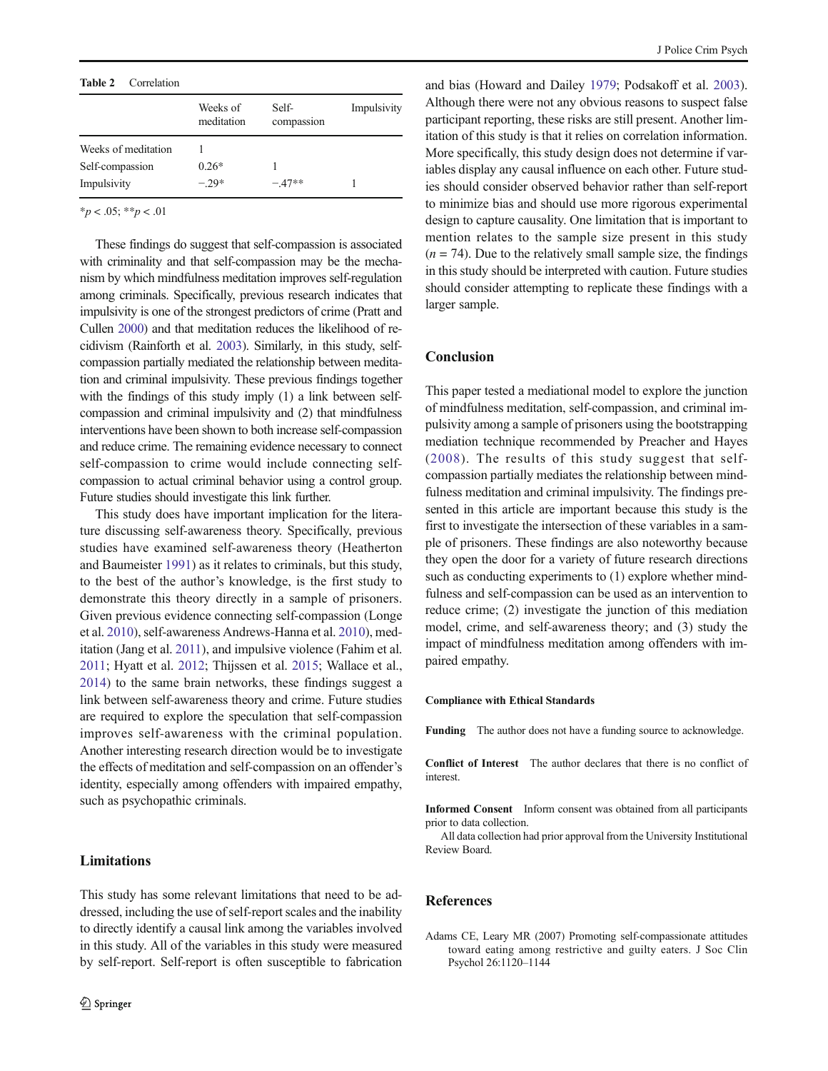**Table 2** Correlation

| | Weeks of meditation | Self-compassion | Impulsivity |
|---|---|---|---|
| Weeks of meditation | 1 | | |
| Self-compassion | 0.26* | 1 | |
| Impulsivity | −.29* | −.47** | 1 |

*$p < .05$; **$p < .01$

These findings do suggest that self-compassion is associated with criminality and that self-compassion may be the mechanism by which mindfulness meditation improves self-regulation among criminals. Specifically, previous research indicates that impulsivity is one of the strongest predictors of crime (Pratt and Cullen 2000) and that meditation reduces the likelihood of recidivism (Rainforth et al. 2003). Similarly, in this study, self-compassion partially mediated the relationship between meditation and criminal impulsivity. These previous findings together with the findings of this study imply (1) a link between self-compassion and criminal impulsivity and (2) that mindfulness interventions have been shown to both increase self-compassion and reduce crime. The remaining evidence necessary to connect self-compassion to crime would include connecting self-compassion to actual criminal behavior using a control group. Future studies should investigate this link further.

This study does have important implication for the literature discussing self-awareness theory. Specifically, previous studies have examined self-awareness theory (Heatherton and Baumeister 1991) as it relates to criminals, but this study, to the best of the author's knowledge, is the first study to demonstrate this theory directly in a sample of prisoners. Given previous evidence connecting self-compassion (Longe et al. 2010), self-awareness Andrews-Hanna et al. 2010), meditation (Jang et al. 2011), and impulsive violence (Fahim et al. 2011; Hyatt et al. 2012; Thijssen et al. 2015; Wallace et al., 2014) to the same brain networks, these findings suggest a link between self-awareness theory and crime. Future studies are required to explore the speculation that self-compassion improves self-awareness with the criminal population. Another interesting research direction would be to investigate the effects of meditation and self-compassion on an offender's identity, especially among offenders with impaired empathy, such as psychopathic criminals.

## Limitations

This study has some relevant limitations that need to be addressed, including the use of self-report scales and the inability to directly identify a causal link among the variables involved in this study. All of the variables in this study were measured by self-report. Self-report is often susceptible to fabrication and bias (Howard and Dailey 1979; Podsakoff et al. 2003). Although there were not any obvious reasons to suspect false participant reporting, these risks are still present. Another limitation of this study is that it relies on correlation information. More specifically, this study design does not determine if variables display any causal influence on each other. Future studies should consider observed behavior rather than self-report to minimize bias and should use more rigorous experimental design to capture causality. One limitation that is important to mention relates to the sample size present in this study ($n = 74$). Due to the relatively small sample size, the findings in this study should be interpreted with caution. Future studies should consider attempting to replicate these findings with a larger sample.

## Conclusion

This paper tested a mediational model to explore the junction of mindfulness meditation, self-compassion, and criminal impulsivity among a sample of prisoners using the bootstrapping mediation technique recommended by Preacher and Hayes (2008). The results of this study suggest that self-compassion partially mediates the relationship between mindfulness meditation and criminal impulsivity. The findings presented in this article are important because this study is the first to investigate the intersection of these variables in a sample of prisoners. These findings are also noteworthy because they open the door for a variety of future research directions such as conducting experiments to (1) explore whether mindfulness and self-compassion can be used as an intervention to reduce crime; (2) investigate the junction of this mediation model, crime, and self-awareness theory; and (3) study the impact of mindfulness meditation among offenders with impaired empathy.

#### Compliance with Ethical Standards

**Funding** The author does not have a funding source to acknowledge.

**Conflict of Interest** The author declares that there is no conflict of interest.

**Informed Consent** Inform consent was obtained from all participants prior to data collection.

All data collection had prior approval from the University Institutional Review Board.

## References

Adams CE, Leary MR (2007) Promoting self-compassionate attitudes toward eating among restrictive and guilty eaters. J Soc Clin Psychol 26:1120–1144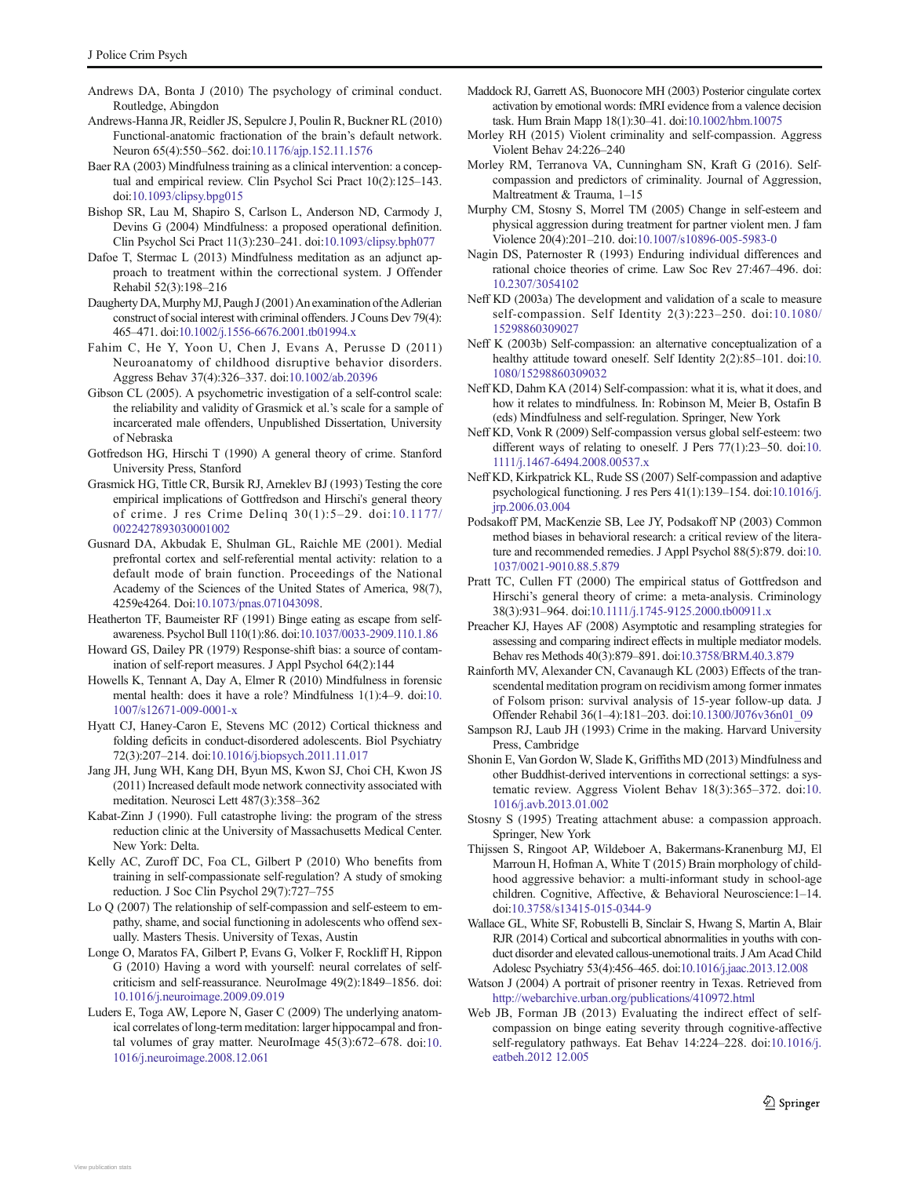Andrews DA, Bonta J (2010) The psychology of criminal conduct. Routledge, Abingdon

Andrews-Hanna JR, Reidler JS, Sepulcre J, Poulin R, Buckner RL (2010) Functional-anatomic fractionation of the brain's default network. Neuron 65(4):550–562. doi:10.1176/ajp.152.11.1576

Baer RA (2003) Mindfulness training as a clinical intervention: a conceptual and empirical review. Clin Psychol Sci Pract 10(2):125–143. doi:10.1093/clipsy.bpg015

Bishop SR, Lau M, Shapiro S, Carlson L, Anderson ND, Carmody J, Devins G (2004) Mindfulness: a proposed operational definition. Clin Psychol Sci Pract 11(3):230–241. doi:10.1093/clipsy.bph077

Dafoe T, Stermac L (2013) Mindfulness meditation as an adjunct approach to treatment within the correctional system. J Offender Rehabil 52(3):198–216

Daugherty DA, Murphy MJ, Paugh J (2001) An examination of the Adlerian construct of social interest with criminal offenders. J Couns Dev 79(4): 465–471. doi:10.1002/j.1556-6676.2001.tb01994.x

Fahim C, He Y, Yoon U, Chen J, Evans A, Perusse D (2011) Neuroanatomy of childhood disruptive behavior disorders. Aggress Behav 37(4):326–337. doi:10.1002/ab.20396

Gibson CL (2005). A psychometric investigation of a self-control scale: the reliability and validity of Grasmick et al.'s scale for a sample of incarcerated male offenders, Unpublished Dissertation, University of Nebraska

Gotfredson HG, Hirschi T (1990) A general theory of crime. Stanford University Press, Stanford

Grasmick HG, Tittle CR, Bursik RJ, Arneklev BJ (1993) Testing the core empirical implications of Gottfredson and Hirschi's general theory of crime. J res Crime Delinq 30(1):5–29. doi:10.1177/0022427893030001002

Gusnard DA, Akbudak E, Shulman GL, Raichle ME (2001). Medial prefrontal cortex and self-referential mental activity: relation to a default mode of brain function. Proceedings of the National Academy of the Sciences of the United States of America, 98(7), 4259e4264. Doi:10.1073/pnas.071043098.

Heatherton TF, Baumeister RF (1991) Binge eating as escape from self-awareness. Psychol Bull 110(1):86. doi:10.1037/0033-2909.110.1.86

Howard GS, Dailey PR (1979) Response-shift bias: a source of contamination of self-report measures. J Appl Psychol 64(2):144

Howells K, Tennant A, Day A, Elmer R (2010) Mindfulness in forensic mental health: does it have a role? Mindfulness 1(1):4–9. doi:10.1007/s12671-009-0001-x

Hyatt CJ, Haney-Caron E, Stevens MC (2012) Cortical thickness and folding deficits in conduct-disordered adolescents. Biol Psychiatry 72(3):207–214. doi:10.1016/j.biopsych.2011.11.017

Jang JH, Jung WH, Kang DH, Byun MS, Kwon SJ, Choi CH, Kwon JS (2011) Increased default mode network connectivity associated with meditation. Neurosci Lett 487(3):358–362

Kabat-Zinn J (1990). Full catastrophe living: the program of the stress reduction clinic at the University of Massachusetts Medical Center. New York: Delta.

Kelly AC, Zuroff DC, Foa CL, Gilbert P (2010) Who benefits from training in self-compassionate self-regulation? A study of smoking reduction. J Soc Clin Psychol 29(7):727–755

Lo Q (2007) The relationship of self-compassion and self-esteem to empathy, shame, and social functioning in adolescents who offend sexually. Masters Thesis. University of Texas, Austin

Longe O, Maratos FA, Gilbert P, Evans G, Volker F, Rockliff H, Rippon G (2010) Having a word with yourself: neural correlates of self-criticism and self-reassurance. NeuroImage 49(2):1849–1856. doi:10.1016/j.neuroimage.2009.09.019

Luders E, Toga AW, Lepore N, Gaser C (2009) The underlying anatomical correlates of long-term meditation: larger hippocampal and frontal volumes of gray matter. NeuroImage 45(3):672–678. doi:10.1016/j.neuroimage.2008.12.061

Maddock RJ, Garrett AS, Buonocore MH (2003) Posterior cingulate cortex activation by emotional words: fMRI evidence from a valence decision task. Hum Brain Mapp 18(1):30–41. doi:10.1002/hbm.10075

Morley RH (2015) Violent criminality and self-compassion. Aggress Violent Behav 24:226–240

Morley RM, Terranova VA, Cunningham SN, Kraft G (2016). Self-compassion and predictors of criminality. Journal of Aggression, Maltreatment & Trauma, 1–15

Murphy CM, Stosny S, Morrel TM (2005) Change in self-esteem and physical aggression during treatment for partner violent men. J fam Violence 20(4):201–210. doi:10.1007/s10896-005-5983-0

Nagin DS, Paternoster R (1993) Enduring individual differences and rational choice theories of crime. Law Soc Rev 27:467–496. doi:10.2307/3054102

Neff KD (2003a) The development and validation of a scale to measure self-compassion. Self Identity 2(3):223–250. doi:10.1080/15298860309027

Neff K (2003b) Self-compassion: an alternative conceptualization of a healthy attitude toward oneself. Self Identity 2(2):85–101. doi:10.1080/15298860309032

Neff KD, Dahm KA (2014) Self-compassion: what it is, what it does, and how it relates to mindfulness. In: Robinson M, Meier B, Ostafin B (eds) Mindfulness and self-regulation. Springer, New York

Neff KD, Vonk R (2009) Self-compassion versus global self-esteem: two different ways of relating to oneself. J Pers 77(1):23–50. doi:10.1111/j.1467-6494.2008.00537.x

Neff KD, Kirkpatrick KL, Rude SS (2007) Self-compassion and adaptive psychological functioning. J res Pers 41(1):139–154. doi:10.1016/j.jrp.2006.03.004

Podsakoff PM, MacKenzie SB, Lee JY, Podsakoff NP (2003) Common method biases in behavioral research: a critical review of the literature and recommended remedies. J Appl Psychol 88(5):879. doi:10.1037/0021-9010.88.5.879

Pratt TC, Cullen FT (2000) The empirical status of Gottfredson and Hirschi's general theory of crime: a meta-analysis. Criminology 38(3):931–964. doi:10.1111/j.1745-9125.2000.tb00911.x

Preacher KJ, Hayes AF (2008) Asymptotic and resampling strategies for assessing and comparing indirect effects in multiple mediator models. Behav res Methods 40(3):879–891. doi:10.3758/BRM.40.3.879

Rainforth MV, Alexander CN, Cavanaugh KL (2003) Effects of the transcendental meditation program on recidivism among former inmates of Folsom prison: survival analysis of 15-year follow-up data. J Offender Rehabil 36(1–4):181–203. doi:10.1300/J076v36n01_09

Sampson RJ, Laub JH (1993) Crime in the making. Harvard University Press, Cambridge

Shonin E, Van Gordon W, Slade K, Griffiths MD (2013) Mindfulness and other Buddhist-derived interventions in correctional settings: a systematic review. Aggress Violent Behav 18(3):365–372. doi:10.1016/j.avb.2013.01.002

Stosny S (1995) Treating attachment abuse: a compassion approach. Springer, New York

Thijssen S, Ringoot AP, Wildeboer A, Bakermans-Kranenburg MJ, El Marroun H, Hofman A, White T (2015) Brain morphology of childhood aggressive behavior: a multi-informant study in school-age children. Cognitive, Affective, & Behavioral Neuroscience:1–14. doi:10.3758/s13415-015-0344-9

Wallace GL, White SF, Robustelli B, Sinclair S, Hwang S, Martin A, Blair RJR (2014) Cortical and subcortical abnormalities in youths with conduct disorder and elevated callous-unemotional traits. J Am Acad Child Adolesc Psychiatry 53(4):456–465. doi:10.1016/j.jaac.2013.12.008

Watson J (2004) A portrait of prisoner reentry in Texas. Retrieved from http://webarchive.urban.org/publications/410972.html

Web JB, Forman JB (2013) Evaluating the indirect effect of self-compassion on binge eating severity through cognitive-affective self-regulatory pathways. Eat Behav 14:224–228. doi:10.1016/j.eatbeh.2012 12.005